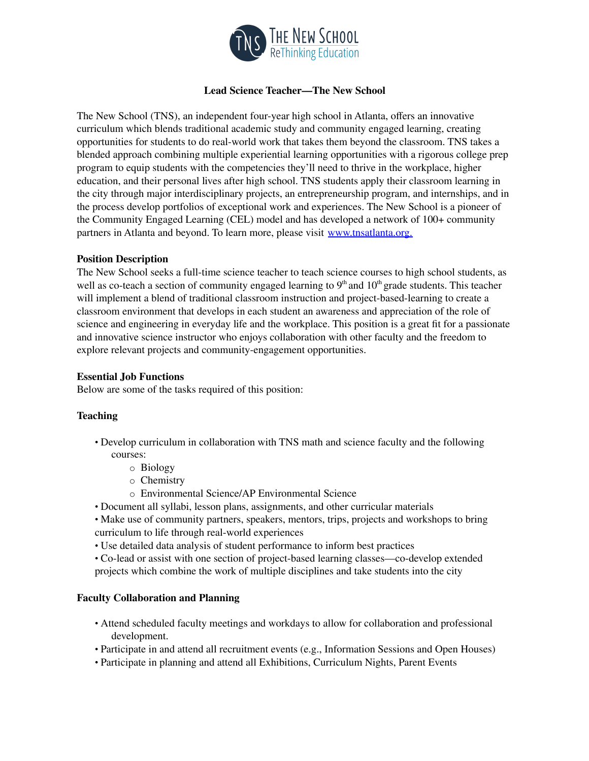THE NEW SCHOOL
ReThinking Education

# Lead Science Teacher—The New School

The New School (TNS), an independent four-year high school in Atlanta, offers an innovative curriculum which blends traditional academic study and community engaged learning, creating opportunities for students to do real-world work that takes them beyond the classroom. TNS takes a blended approach combining multiple experiential learning opportunities with a rigorous college prep program to equip students with the competencies they'll need to thrive in the workplace, higher education, and their personal lives after high school. TNS students apply their classroom learning in the city through major interdisciplinary projects, an entrepreneurship program, and internships, and in the process develop portfolios of exceptional work and experiences. The New School is a pioneer of the Community Engaged Learning (CEL) model and has developed a network of 100+ community partners in Atlanta and beyond. To learn more, please visit www.tnsatlanta.org.

## Position Description

The New School seeks a full-time science teacher to teach science courses to high school students, as well as co-teach a section of community engaged learning to 9th and 10th grade students. This teacher will implement a blend of traditional classroom instruction and project-based-learning to create a classroom environment that develops in each student an awareness and appreciation of the role of science and engineering in everyday life and the workplace. This position is a great fit for a passionate and innovative science instructor who enjoys collaboration with other faculty and the freedom to explore relevant projects and community-engagement opportunities.

## Essential Job Functions

Below are some of the tasks required of this position:

### Teaching

- Develop curriculum in collaboration with TNS math and science faculty and the following courses:
  - Biology
  - Chemistry
  - Environmental Science/AP Environmental Science
- Document all syllabi, lesson plans, assignments, and other curricular materials
- Make use of community partners, speakers, mentors, trips, projects and workshops to bring curriculum to life through real-world experiences
- Use detailed data analysis of student performance to inform best practices
- Co-lead or assist with one section of project-based learning classes—co-develop extended projects which combine the work of multiple disciplines and take students into the city

### Faculty Collaboration and Planning

- Attend scheduled faculty meetings and workdays to allow for collaboration and professional development.
- Participate in and attend all recruitment events (e.g., Information Sessions and Open Houses)
- Participate in planning and attend all Exhibitions, Curriculum Nights, Parent Events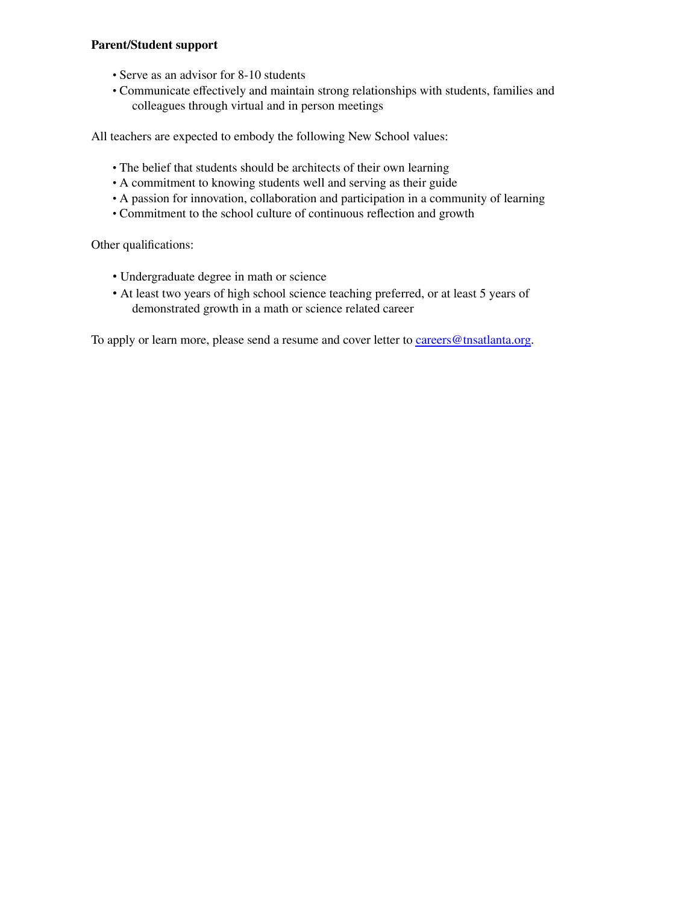**Parent/Student support**

- Serve as an advisor for 8-10 students
- Communicate effectively and maintain strong relationships with students, families and colleagues through virtual and in person meetings

All teachers are expected to embody the following New School values:

- The belief that students should be architects of their own learning
- A commitment to knowing students well and serving as their guide
- A passion for innovation, collaboration and participation in a community of learning
- Commitment to the school culture of continuous reflection and growth

Other qualifications:

- Undergraduate degree in math or science
- At least two years of high school science teaching preferred, or at least 5 years of demonstrated growth in a math or science related career

To apply or learn more, please send a resume and cover letter to careers@tnsatlanta.org.